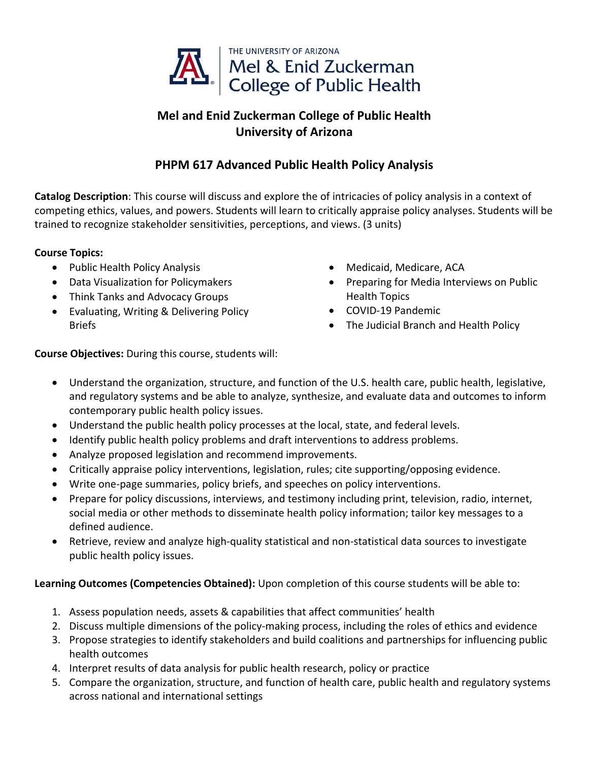THE UNIVERSITY OF ARIZONA
Mel & Enid Zuckerman
College of Public Health

# Mel and Enid Zuckerman College of Public Health
# University of Arizona

## PHPM 617 Advanced Public Health Policy Analysis

**Catalog Description**: This course will discuss and explore the of intricacies of policy analysis in a context of competing ethics, values, and powers. Students will learn to critically appraise policy analyses. Students will be trained to recognize stakeholder sensitivities, perceptions, and views. (3 units)

**Course Topics:**

- Public Health Policy Analysis
- Data Visualization for Policymakers
- Think Tanks and Advocacy Groups
- Evaluating, Writing & Delivering Policy Briefs
- Medicaid, Medicare, ACA
- Preparing for Media Interviews on Public Health Topics
- COVID-19 Pandemic
- The Judicial Branch and Health Policy

**Course Objectives:** During this course, students will:

- Understand the organization, structure, and function of the U.S. health care, public health, legislative, and regulatory systems and be able to analyze, synthesize, and evaluate data and outcomes to inform contemporary public health policy issues.
- Understand the public health policy processes at the local, state, and federal levels.
- Identify public health policy problems and draft interventions to address problems.
- Analyze proposed legislation and recommend improvements.
- Critically appraise policy interventions, legislation, rules; cite supporting/opposing evidence.
- Write one-page summaries, policy briefs, and speeches on policy interventions.
- Prepare for policy discussions, interviews, and testimony including print, television, radio, internet, social media or other methods to disseminate health policy information; tailor key messages to a defined audience.
- Retrieve, review and analyze high-quality statistical and non-statistical data sources to investigate public health policy issues.

**Learning Outcomes (Competencies Obtained):** Upon completion of this course students will be able to:

1. Assess population needs, assets & capabilities that affect communities' health
2. Discuss multiple dimensions of the policy-making process, including the roles of ethics and evidence
3. Propose strategies to identify stakeholders and build coalitions and partnerships for influencing public health outcomes
4. Interpret results of data analysis for public health research, policy or practice
5. Compare the organization, structure, and function of health care, public health and regulatory systems across national and international settings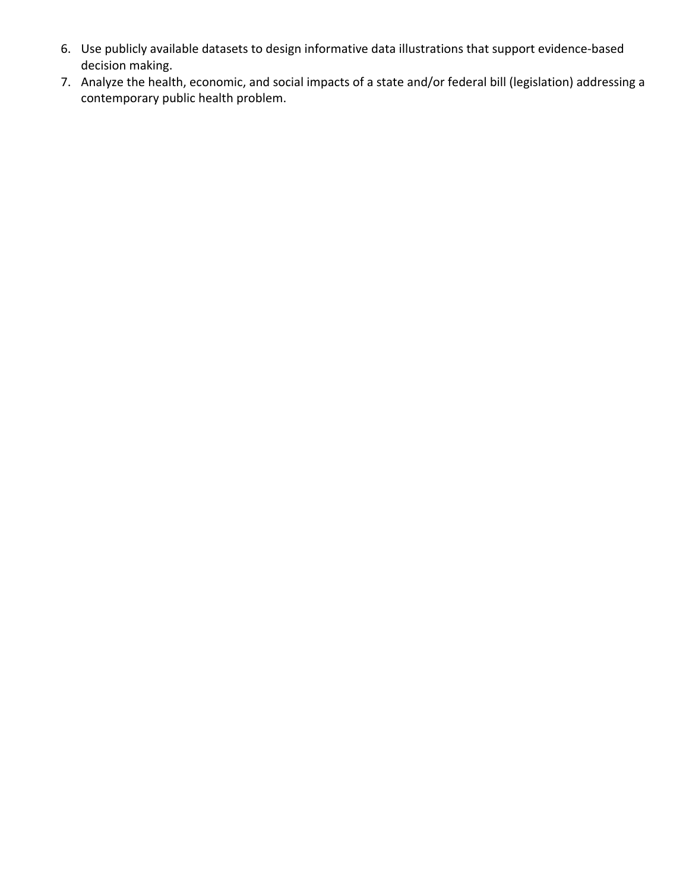6. Use publicly available datasets to design informative data illustrations that support evidence-based decision making.
7. Analyze the health, economic, and social impacts of a state and/or federal bill (legislation) addressing a contemporary public health problem.